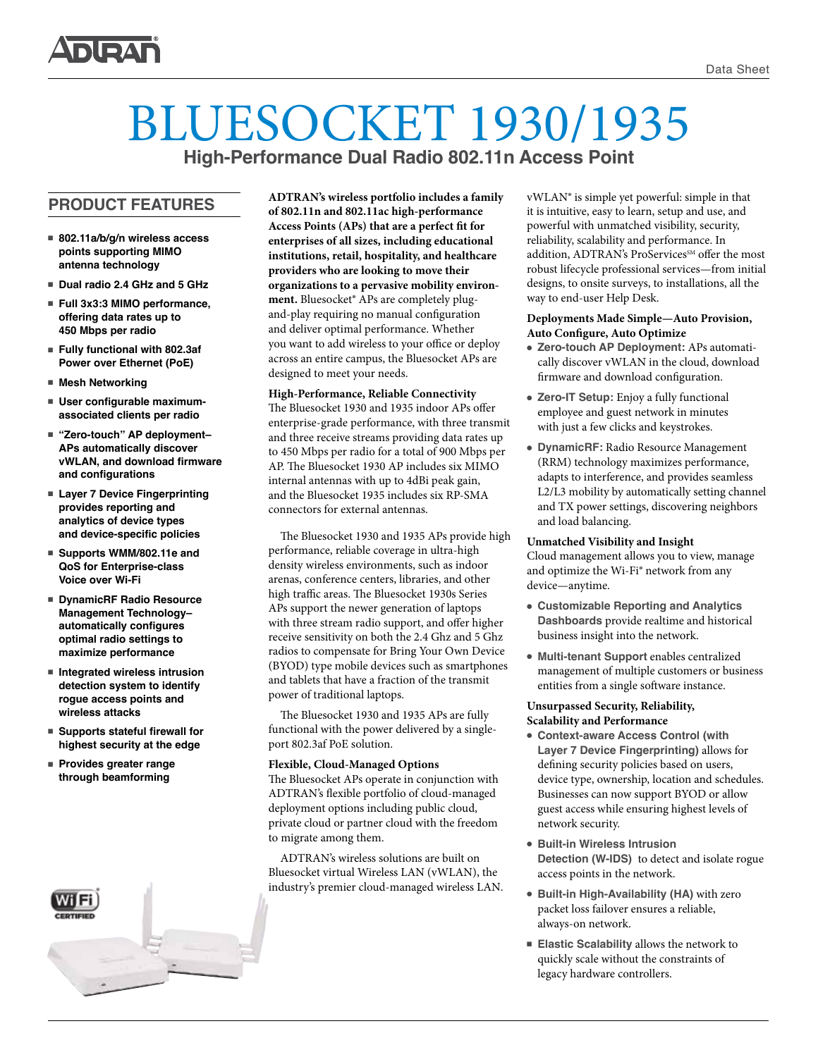# BLUESOCKET 1930/1935

## High-Performance Dual Radio 802.11n Access Point

## PRODUCT FEATURES

- 802.11a/b/g/n wireless access points supporting MIMO antenna technology
- Dual radio 2.4 GHz and 5 GHz
- Full 3x3:3 MIMO performance, offering data rates up to 450 Mbps per radio
- Fully functional with 802.3af Power over Ethernet (PoE)
- Mesh Networking
- User configurable maximum-associated clients per radio
- "Zero-touch" AP deployment–APs automatically discover vWLAN, and download firmware and configurations
- Layer 7 Device Fingerprinting provides reporting and analytics of device types and device-specific policies
- Supports WMM/802.11e and QoS for Enterprise-class Voice over Wi-Fi
- DynamicRF Radio Resource Management Technology–automatically configures optimal radio settings to maximize performance
- Integrated wireless intrusion detection system to identify rogue access points and wireless attacks
- Supports stateful firewall for highest security at the edge
- Provides greater range through beamforming

**ADTRAN's wireless portfolio includes a family of 802.11n and 802.11ac high-performance Access Points (APs) that are a perfect fit for enterprises of all sizes, including educational institutions, retail, hospitality, and healthcare providers who are looking to move their organizations to a pervasive mobility environment.** Bluesocket® APs are completely plug-and-play requiring no manual configuration and deliver optimal performance. Whether you want to add wireless to your office or deploy across an entire campus, the Bluesocket APs are designed to meet your needs.

**High-Performance, Reliable Connectivity**
The Bluesocket 1930 and 1935 indoor APs offer enterprise-grade performance, with three transmit and three receive streams providing data rates up to 450 Mbps per radio for a total of 900 Mbps per AP. The Bluesocket 1930 AP includes six MIMO internal antennas with up to 4dBi peak gain, and the Bluesocket 1935 includes six RP-SMA connectors for external antennas.

The Bluesocket 1930 and 1935 APs provide high performance, reliable coverage in ultra-high density wireless environments, such as indoor arenas, conference centers, libraries, and other high traffic areas. The Bluesocket 1930s Series APs support the newer generation of laptops with three stream radio support, and offer higher receive sensitivity on both the 2.4 Ghz and 5 Ghz radios to compensate for Bring Your Own Device (BYOD) type mobile devices such as smartphones and tablets that have a fraction of the transmit power of traditional laptops.

The Bluesocket 1930 and 1935 APs are fully functional with the power delivered by a single-port 802.3af PoE solution.

**Flexible, Cloud-Managed Options**
The Bluesocket APs operate in conjunction with ADTRAN's flexible portfolio of cloud-managed deployment options including public cloud, private cloud or partner cloud with the freedom to migrate among them.

ADTRAN's wireless solutions are built on Bluesocket virtual Wireless LAN (vWLAN), the industry's premier cloud-managed wireless LAN. vWLAN® is simple yet powerful: simple in that it is intuitive, easy to learn, setup and use, and powerful with unmatched visibility, security, reliability, scalability and performance. In addition, ADTRAN's ProServices℠ offer the most robust lifecycle professional services—from initial designs, to onsite surveys, to installations, all the way to end-user Help Desk.

**Deployments Made Simple—Auto Provision, Auto Configure, Auto Optimize**

- **Zero-touch AP Deployment:** APs automatically discover vWLAN in the cloud, download firmware and download configuration.
- **Zero-IT Setup:** Enjoy a fully functional employee and guest network in minutes with just a few clicks and keystrokes.
- **DynamicRF:** Radio Resource Management (RRM) technology maximizes performance, adapts to interference, and provides seamless L2/L3 mobility by automatically setting channel and TX power settings, discovering neighbors and load balancing.

**Unmatched Visibility and Insight**
Cloud management allows you to view, manage and optimize the Wi-Fi® network from any device—anytime.

- **Customizable Reporting and Analytics Dashboards** provide realtime and historical business insight into the network.
- **Multi-tenant Support** enables centralized management of multiple customers or business entities from a single software instance.

**Unsurpassed Security, Reliability, Scalability and Performance**

- **Context-aware Access Control (with Layer 7 Device Fingerprinting)** allows for defining security policies based on users, device type, ownership, location and schedules. Businesses can now support BYOD or allow guest access while ensuring highest levels of network security.
- **Built-in Wireless Intrusion Detection (W-IDS)** to detect and isolate rogue access points in the network.
- **Built-in High-Availability (HA)** with zero packet loss failover ensures a reliable, always-on network.
- **Elastic Scalability** allows the network to quickly scale without the constraints of legacy hardware controllers.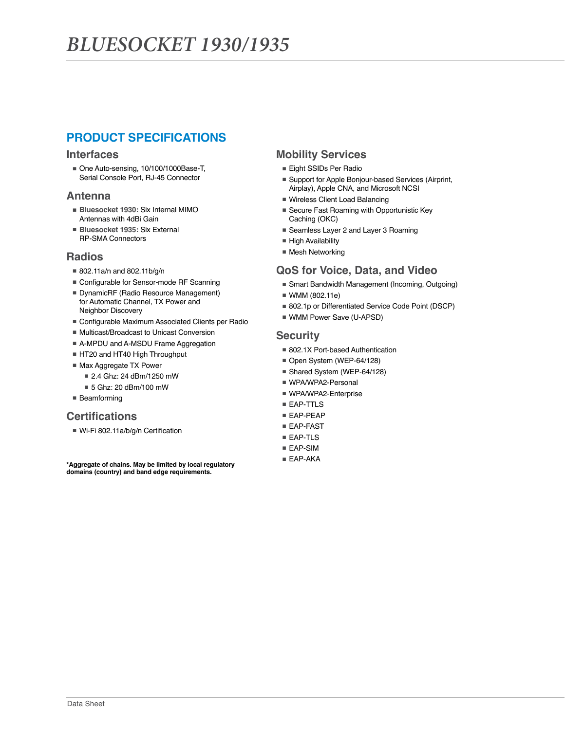# BLUESOCKET 1930/1935

## PRODUCT SPECIFICATIONS

### Interfaces

- One Auto-sensing, 10/100/1000Base-T, Serial Console Port, RJ-45 Connector

### Antenna

- **Bluesocket 1930:** Six Internal MIMO Antennas with 4dBi Gain
- **Bluesocket 1935:** Six External RP-SMA Connectors

### Radios

- 802.11a/n and 802.11b/g/n
- Configurable for Sensor-mode RF Scanning
- DynamicRF (Radio Resource Management) for Automatic Channel, TX Power and Neighbor Discovery
- Configurable Maximum Associated Clients per Radio
- Multicast/Broadcast to Unicast Conversion
- A-MPDU and A-MSDU Frame Aggregation
- HT20 and HT40 High Throughput
- Max Aggregate TX Power
  - 2.4 Ghz: 24 dBm/1250 mW
  - 5 Ghz: 20 dBm/100 mW
- Beamforming

### Certifications

- Wi-Fi 802.11a/b/g/n Certification

**\*Aggregate of chains. May be limited by local regulatory domains (country) and band edge requirements.**

### Mobility Services

- Eight SSIDs Per Radio
- Support for Apple Bonjour-based Services (Airprint, Airplay), Apple CNA, and Microsoft NCSI
- Wireless Client Load Balancing
- Secure Fast Roaming with Opportunistic Key Caching (OKC)
- Seamless Layer 2 and Layer 3 Roaming
- High Availability
- Mesh Networking

### QoS for Voice, Data, and Video

- Smart Bandwidth Management (Incoming, Outgoing)
- WMM (802.11e)
- 802.1p or Differentiated Service Code Point (DSCP)
- WMM Power Save (U-APSD)

### Security

- 802.1X Port-based Authentication
- Open System (WEP-64/128)
- Shared System (WEP-64/128)
- WPA/WPA2-Personal
- WPA/WPA2-Enterprise
- EAP-TTLS
- EAP-PEAP
- EAP-FAST
- EAP-TLS
- EAP-SIM
- EAP-AKA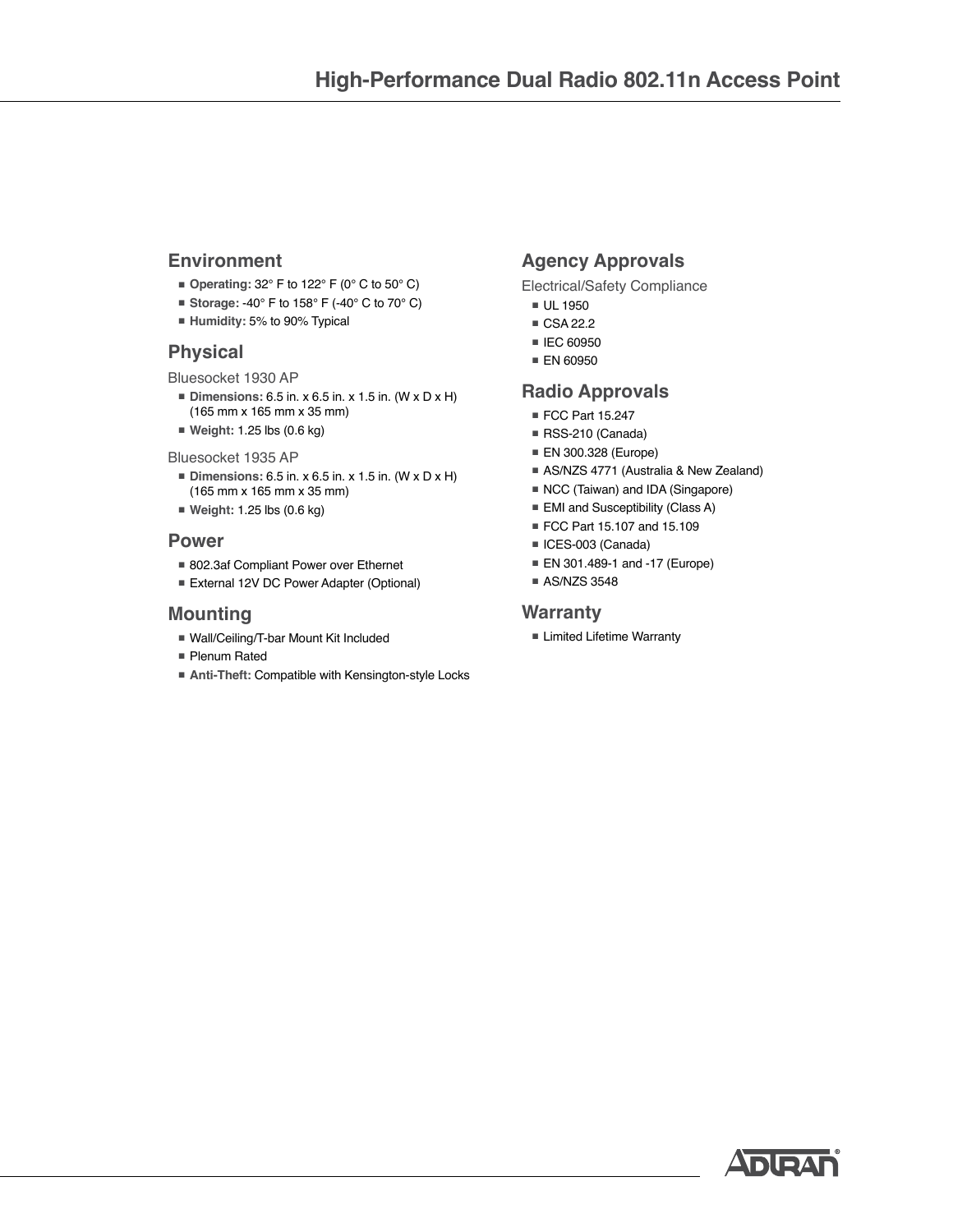## Environment

- **Operating:** 32° F to 122° F (0° C to 50° C)
- **Storage:** -40° F to 158° F (-40° C to 70° C)
- **Humidity:** 5% to 90% Typical

## Physical

Bluesocket 1930 AP

- **Dimensions:** 6.5 in. x 6.5 in. x 1.5 in. (W x D x H) (165 mm x 165 mm x 35 mm)
- **Weight:** 1.25 lbs (0.6 kg)

Bluesocket 1935 AP

- **Dimensions:** 6.5 in. x 6.5 in. x 1.5 in. (W x D x H) (165 mm x 165 mm x 35 mm)
- **Weight:** 1.25 lbs (0.6 kg)

## Power

- 802.3af Compliant Power over Ethernet
- External 12V DC Power Adapter (Optional)

## Mounting

- Wall/Ceiling/T-bar Mount Kit Included
- Plenum Rated
- **Anti-Theft:** Compatible with Kensington-style Locks

## Agency Approvals

Electrical/Safety Compliance

- UL 1950
- CSA 22.2
- IEC 60950
- EN 60950

## Radio Approvals

- FCC Part 15.247
- RSS-210 (Canada)
- EN 300.328 (Europe)
- AS/NZS 4771 (Australia & New Zealand)
- NCC (Taiwan) and IDA (Singapore)
- EMI and Susceptibility (Class A)
- FCC Part 15.107 and 15.109
- ICES-003 (Canada)
- EN 301.489-1 and -17 (Europe)
- AS/NZS 3548

## Warranty

- Limited Lifetime Warranty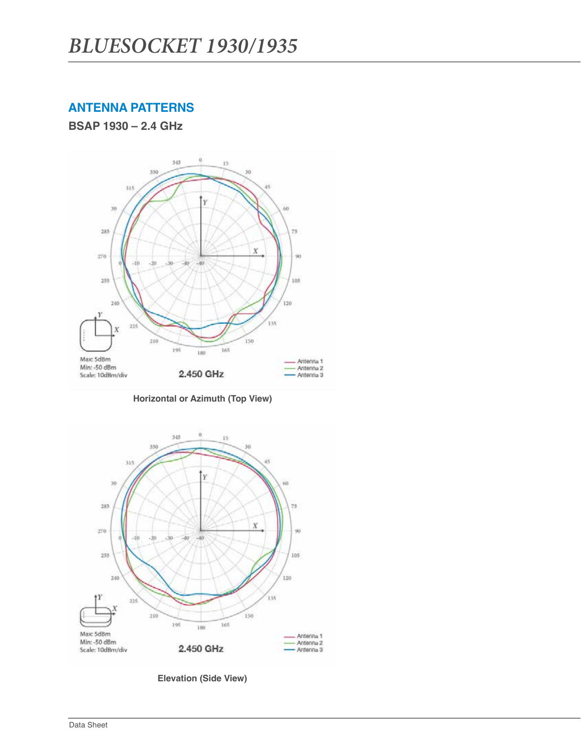## ANTENNA PATTERNS

### BSAP 1930 – 2.4 GHz

Max: 5dBm
Min: -50 dBm
Scale: 10dBm/div

2.450 GHz

Antenna 1
Antenna 2
Antenna 3

Horizontal or Azimuth (Top View)

Max: 5dBm
Min: -50 dBm
Scale: 10dBm/div

2.450 GHz

Antenna 1
Antenna 2
Antenna 3

Elevation (Side View)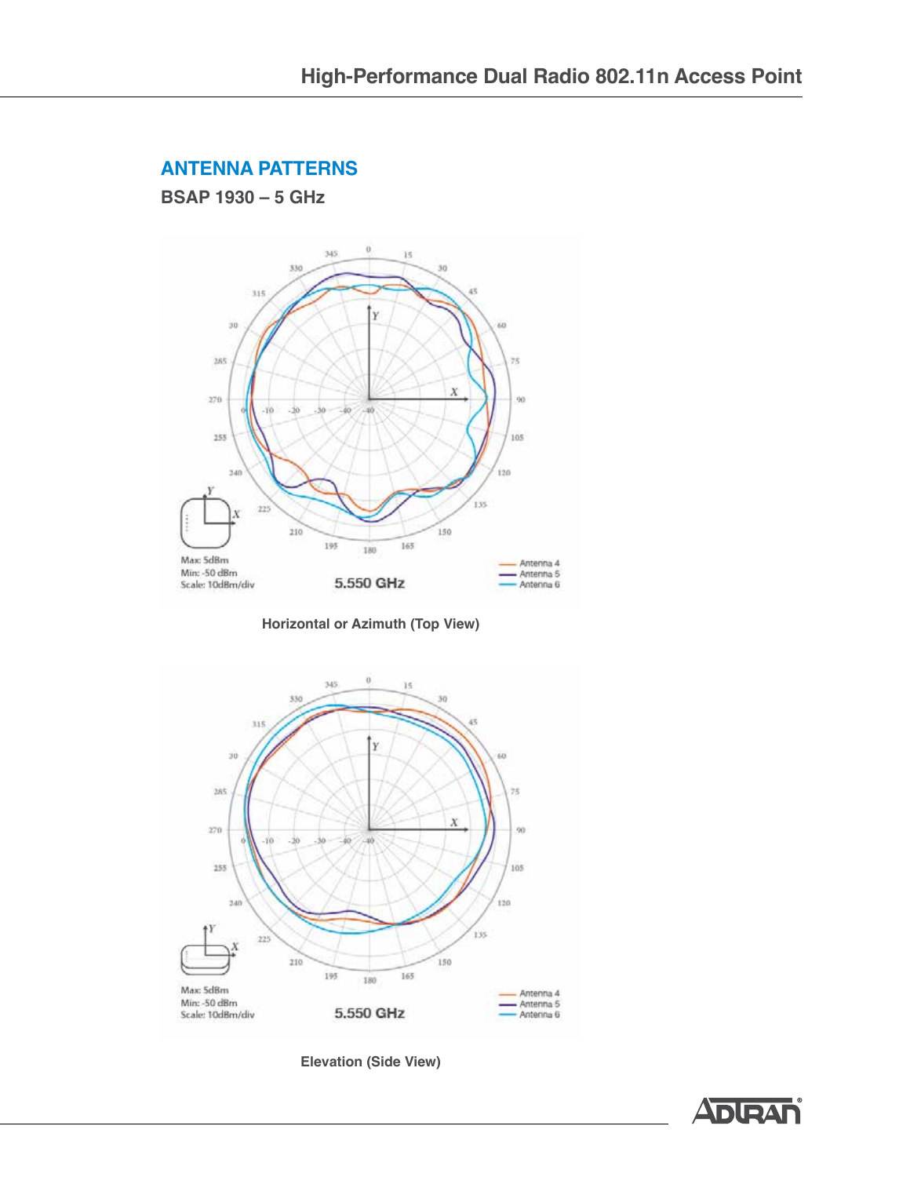## ANTENNA PATTERNS

### BSAP 1930 – 5 GHz

Horizontal or Azimuth (Top View)

Elevation (Side View)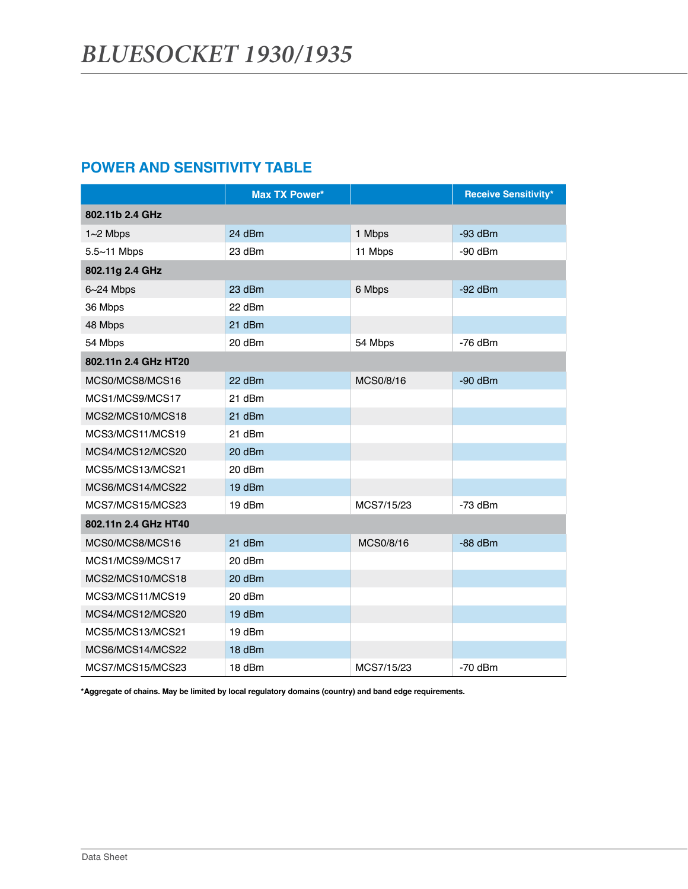## POWER AND SENSITIVITY TABLE

| | Max TX Power* | | Receive Sensitivity* |
|---|---|---|---|
| **802.11b 2.4 GHz** | | | |
| 1~2 Mbps | 24 dBm | 1 Mbps | -93 dBm |
| 5.5~11 Mbps | 23 dBm | 11 Mbps | -90 dBm |
| **802.11g 2.4 GHz** | | | |
| 6~24 Mbps | 23 dBm | 6 Mbps | -92 dBm |
| 36 Mbps | 22 dBm | | |
| 48 Mbps | 21 dBm | | |
| 54 Mbps | 20 dBm | 54 Mbps | -76 dBm |
| **802.11n 2.4 GHz HT20** | | | |
| MCS0/MCS8/MCS16 | 22 dBm | MCS0/8/16 | -90 dBm |
| MCS1/MCS9/MCS17 | 21 dBm | | |
| MCS2/MCS10/MCS18 | 21 dBm | | |
| MCS3/MCS11/MCS19 | 21 dBm | | |
| MCS4/MCS12/MCS20 | 20 dBm | | |
| MCS5/MCS13/MCS21 | 20 dBm | | |
| MCS6/MCS14/MCS22 | 19 dBm | | |
| MCS7/MCS15/MCS23 | 19 dBm | MCS7/15/23 | -73 dBm |
| **802.11n 2.4 GHz HT40** | | | |
| MCS0/MCS8/MCS16 | 21 dBm | MCS0/8/16 | -88 dBm |
| MCS1/MCS9/MCS17 | 20 dBm | | |
| MCS2/MCS10/MCS18 | 20 dBm | | |
| MCS3/MCS11/MCS19 | 20 dBm | | |
| MCS4/MCS12/MCS20 | 19 dBm | | |
| MCS5/MCS13/MCS21 | 19 dBm | | |
| MCS6/MCS14/MCS22 | 18 dBm | | |
| MCS7/MCS15/MCS23 | 18 dBm | MCS7/15/23 | -70 dBm |

**\*Aggregate of chains. May be limited by local regulatory domains (country) and band edge requirements.**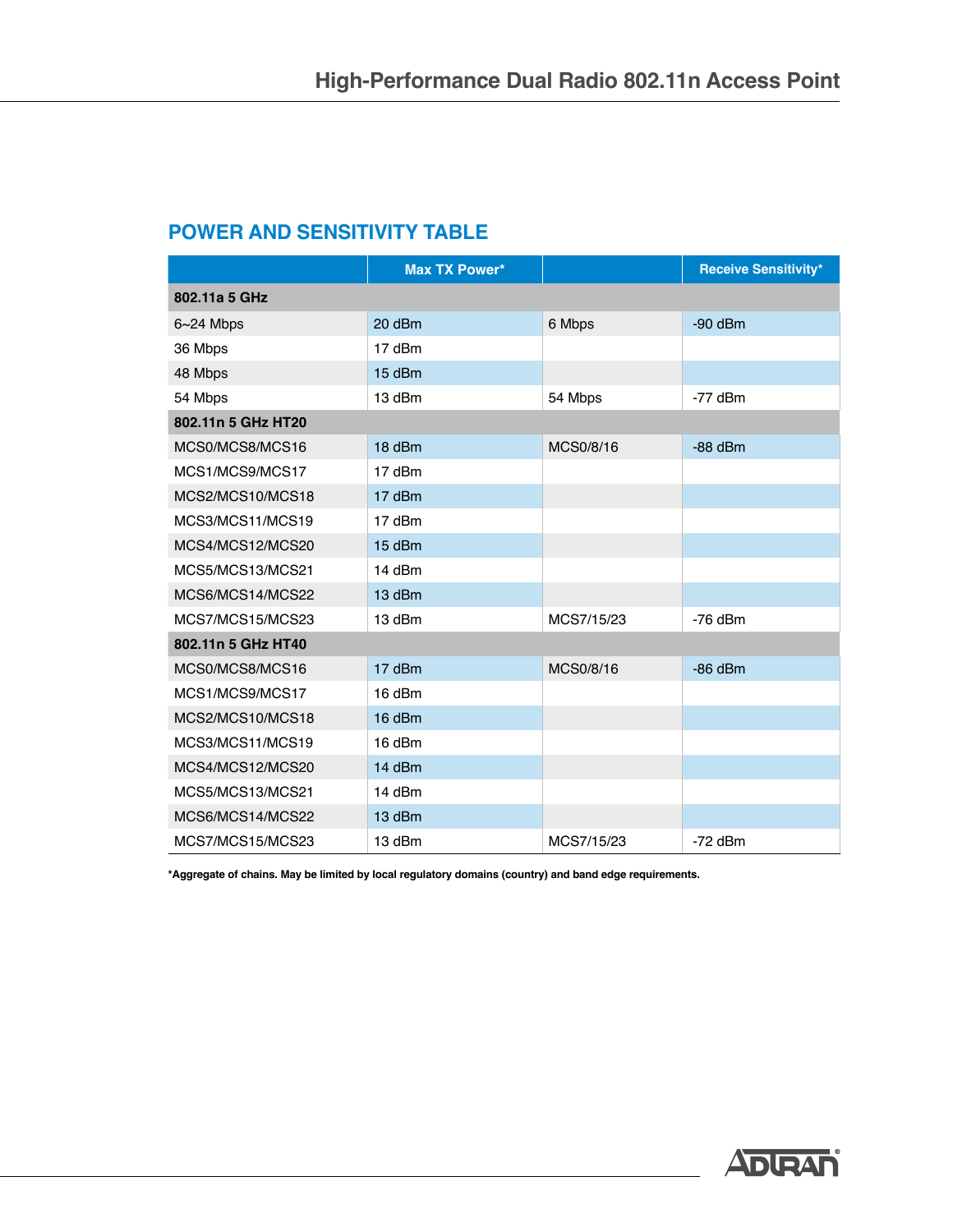## POWER AND SENSITIVITY TABLE

| | Max TX Power* | | Receive Sensitivity* |
|---|---|---|---|
| **802.11a 5 GHz** | | | |
| 6~24 Mbps | 20 dBm | 6 Mbps | -90 dBm |
| 36 Mbps | 17 dBm | | |
| 48 Mbps | 15 dBm | | |
| 54 Mbps | 13 dBm | 54 Mbps | -77 dBm |
| **802.11n 5 GHz HT20** | | | |
| MCS0/MCS8/MCS16 | 18 dBm | MCS0/8/16 | -88 dBm |
| MCS1/MCS9/MCS17 | 17 dBm | | |
| MCS2/MCS10/MCS18 | 17 dBm | | |
| MCS3/MCS11/MCS19 | 17 dBm | | |
| MCS4/MCS12/MCS20 | 15 dBm | | |
| MCS5/MCS13/MCS21 | 14 dBm | | |
| MCS6/MCS14/MCS22 | 13 dBm | | |
| MCS7/MCS15/MCS23 | 13 dBm | MCS7/15/23 | -76 dBm |
| **802.11n 5 GHz HT40** | | | |
| MCS0/MCS8/MCS16 | 17 dBm | MCS0/8/16 | -86 dBm |
| MCS1/MCS9/MCS17 | 16 dBm | | |
| MCS2/MCS10/MCS18 | 16 dBm | | |
| MCS3/MCS11/MCS19 | 16 dBm | | |
| MCS4/MCS12/MCS20 | 14 dBm | | |
| MCS5/MCS13/MCS21 | 14 dBm | | |
| MCS6/MCS14/MCS22 | 13 dBm | | |
| MCS7/MCS15/MCS23 | 13 dBm | MCS7/15/23 | -72 dBm |

**\*Aggregate of chains. May be limited by local regulatory domains (country) and band edge requirements.**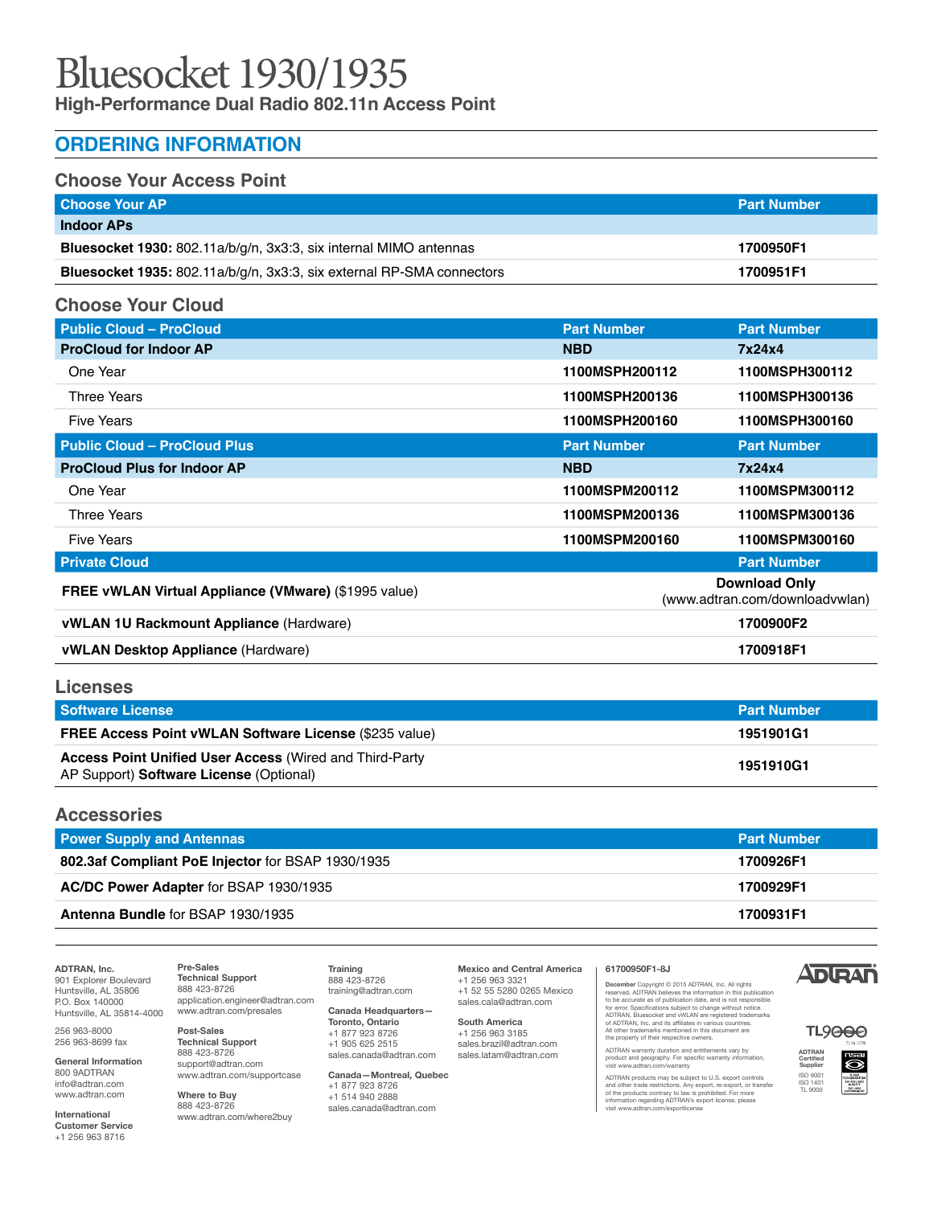# Bluesocket 1930/1935

**High-Performance Dual Radio 802.11n Access Point**

## ORDERING INFORMATION

### Choose Your Access Point

| Choose Your AP | Part Number |
|---|---|
| **Indoor APs** | |
| **Bluesocket 1930:** 802.11a/b/g/n, 3x3:3, six internal MIMO antennas | **1700950F1** |
| **Bluesocket 1935:** 802.11a/b/g/n, 3x3:3, six external RP-SMA connectors | **1700951F1** |

### Choose Your Cloud

| Public Cloud – ProCloud | Part Number | Part Number |
|---|---|---|
| **ProCloud for Indoor AP** | **NBD** | **7x24x4** |
| One Year | **1100MSPH200112** | **1100MSPH300112** |
| Three Years | **1100MSPH200136** | **1100MSPH300136** |
| Five Years | **1100MSPH200160** | **1100MSPH300160** |
| **Public Cloud – ProCloud Plus** | **Part Number** | **Part Number** |
| **ProCloud Plus for Indoor AP** | **NBD** | **7x24x4** |
| One Year | **1100MSPM200112** | **1100MSPM300112** |
| Three Years | **1100MSPM200136** | **1100MSPM300136** |
| Five Years | **1100MSPM200160** | **1100MSPM300160** |

| Private Cloud | Part Number |
|---|---|
| **FREE vWLAN Virtual Appliance (VMware)** ($1995 value) | **Download Only** (www.adtran.com/downloadvwlan) |
| **vWLAN 1U Rackmount Appliance** (Hardware) | **1700900F2** |
| **vWLAN Desktop Appliance** (Hardware) | **1700918F1** |

### Licenses

| Software License | Part Number |
|---|---|
| **FREE Access Point vWLAN Software License** ($235 value) | **1951901G1** |
| **Access Point Unified User Access** (Wired and Third-Party AP Support) **Software License** (Optional) | **1951910G1** |

### Accessories

| Power Supply and Antennas | Part Number |
|---|---|
| **802.3af Compliant PoE Injector** for BSAP 1930/1935 | **1700926F1** |
| **AC/DC Power Adapter** for BSAP 1930/1935 | **1700929F1** |
| **Antenna Bundle** for BSAP 1930/1935 | **1700931F1** |

**ADTRAN, Inc.**
901 Explorer Boulevard
Huntsville, AL 35806
P.O. Box 140000
Huntsville, AL 35814-4000

256 963-8000
256 963-8699 fax

**General Information**
800 9ADTRAN
info@adtran.com
www.adtran.com

**International Customer Service**
+1 256 963 8716

**Pre-Sales Technical Support**
888 423-8726
application.engineer@adtran.com
www.adtran.com/presales

**Post-Sales Technical Support**
888 423-8726
support@adtran.com
www.adtran.com/supportcase

**Where to Buy**
888 423-8726
www.adtran.com/where2buy

**Training**
888 423-8726
training@adtran.com

**Canada Headquarters— Toronto, Ontario**
+1 877 923 8726
+1 905 625 2515
sales.canada@adtran.com

**Canada—Montreal, Quebec**
+1 877 923 8726
+1 514 940 2888
sales.canada@adtran.com

**Mexico and Central America**
+1 256 963 3321
+1 52 55 5280 0265 Mexico
sales.cala@adtran.com

**South America**
+1 256 963 3185
sales.brazil@adtran.com
sales.latam@adtran.com

**61700950F1-8J**

**December** Copyright © 2015 ADTRAN, Inc. All rights reserved. ADTRAN believes the information in this publication to be accurate as of publication date, and is not responsible for error. Specifications subject to change without notice. ADTRAN, Bluesocket and vWLAN are registered trademarks of ADTRAN, Inc. and its affiliates in various countries. All other trademarks mentioned in this document are the property of their respective owners.

ADTRAN warranty duration and entitlements vary by product and geography. For specific warranty information, visit www.adtran.com/warranty

ADTRAN products may be subject to U.S. export controls and other trade restrictions. Any export, re-export, or transfer of the products contrary to law is prohibited. For more information regarding ADTRAN's export license, please visit www.adtran.com/exportlicense

ADTRAN

TL9000

ADTRAN Certified Supplier
ISO 9001
ISO 1401
TL 9000